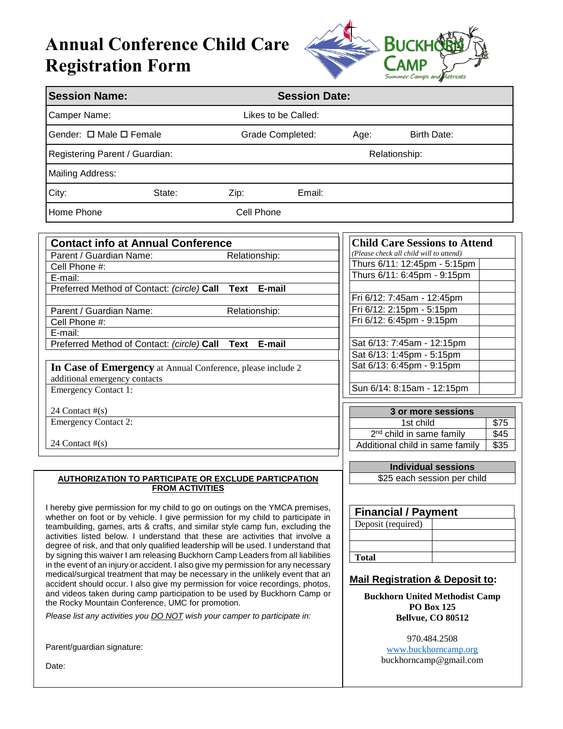# Annual Conference Child Care Registration Form

Buckhorn Camp — Summer Camps and Retreats

| **Session Name:** | **Session Date:** | | |
|---|---|---|---|
| Camper Name: | Likes to be Called: | | |
| Gender: ☐ Male ☐ Female | Grade Completed: | Age: | Birth Date: |
| Registering Parent / Guardian: | | Relationship: | |
| Mailing Address: | | | |
| City: State: | Zip: Email: | | |
| Home Phone | Cell Phone | | |

## Contact info at Annual Conference

| | |
|---|---|
| Parent / Guardian Name: | Relationship: |
| Cell Phone #: | |
| E-mail: | |
| Preferred Method of Contact: *(circle)* **Call Text E-mail** | |
| | |
| Parent / Guardian Name: | Relationship: |
| Cell Phone #: | |
| E-mail: | |
| Preferred Method of Contact: *(circle)* **Call Text E-mail** | |

**In Case of Emergency** at Annual Conference, please include 2 additional emergency contacts

| |
|---|
| Emergency Contact 1:<br><br>24 Contact #(s) |
| Emergency Contact 2:<br><br>24 Contact #(s) |

## Child Care Sessions to Attend

*(Please check all child will to attend)*

| | |
|---|---|
| Thurs 6/11: 12:45pm - 5:15pm | |
| Thurs 6/11: 6:45pm - 9:15pm | |
| | |
| Fri 6/12: 7:45am - 12:45pm | |
| Fri 6/12: 2:15pm - 5:15pm | |
| Fri 6/12: 6:45pm - 9:15pm | |
| | |
| Sat 6/13: 7:45am - 12:15pm | |
| Sat 6/13: 1:45pm - 5:15pm | |
| Sat 6/13: 6:45pm - 9:15pm | |
| | |
| Sun 6/14: 8:15am - 12:15pm | |

| **3 or more sessions** | |
|---|---|
| 1st child | $75 |
| 2nd child in same family | $45 |
| Additional child in same family | $35 |

| **Individual sessions** |
|---|
| $25 each session per child |

| **Financial / Payment** | |
|---|---|
| Deposit (required) | |
| | |
| | |
| **Total** | |

### Mail Registration & Deposit to:

**Buckhorn United Methodist Camp**
**PO Box 125**
**Bellvue, CO 80512**

970.484.2508
www.buckhorncamp.org
buckhorncamp@gmail.com

### AUTHORIZATION TO PARTICIPATE OR EXCLUDE PARTICPATION FROM ACTIVITIES

I hereby give permission for my child to go on outings on the YMCA premises, whether on foot or by vehicle. I give permission for my child to participate in teambuilding, games, arts & crafts, and similar style camp fun, excluding the activities listed below. I understand that these are activities that involve a degree of risk, and that only qualified leadership will be used. I understand that by signing this waiver I am releasing Buckhorn Camp Leaders from all liabilities in the event of an injury or accident. I also give my permission for any necessary medical/surgical treatment that may be necessary in the unlikely event that an accident should occur. I also give my permission for voice recordings, photos, and videos taken during camp participation to be used by Buckhorn Camp or the Rocky Mountain Conference, UMC for promotion.

*Please list any activities you DO NOT wish your camper to participate in:*

Parent/guardian signature:

Date: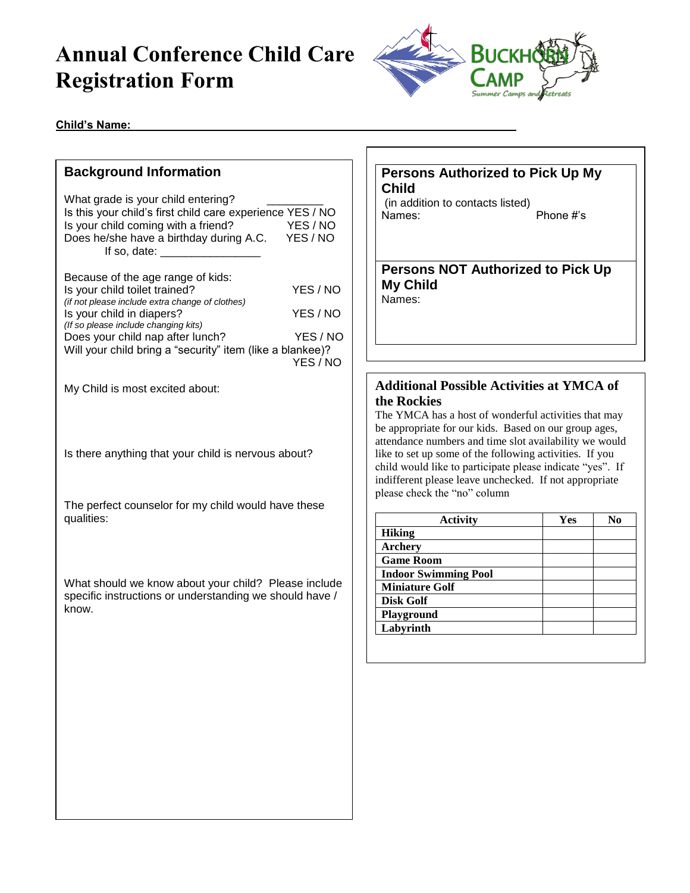# Annual Conference Child Care Registration Form

**Child's Name:** ____________________________________________________________

## Background Information

What grade is your child entering? _________

Is this your child's first child care experience YES / NO

Is your child coming with a friend? YES / NO

Does he/she have a birthday during A.C. YES / NO

If so, date: _______________

Because of the age range of kids:

Is your child toilet trained? YES / NO

*(if not please include extra change of clothes)*

Is your child in diapers? YES / NO

*(If so please include changing kits)*

Does your child nap after lunch? YES / NO

Will your child bring a "security" item (like a blankee)? YES / NO

My Child is most excited about:

Is there anything that your child is nervous about?

The perfect counselor for my child would have these qualities:

What should we know about your child? Please include specific instructions or understanding we should have / know.

## Persons Authorized to Pick Up My Child

(in addition to contacts listed)

Names: Phone #'s

## Persons NOT Authorized to Pick Up My Child

Names:

## Additional Possible Activities at YMCA of the Rockies

The YMCA has a host of wonderful activities that may be appropriate for our kids. Based on our group ages, attendance numbers and time slot availability we would like to set up some of the following activities. If you child would like to participate please indicate "yes". If indifferent please leave unchecked. If not appropriate please check the "no" column

| Activity | Yes | No |
|---|---|---|
| **Hiking** | | |
| **Archery** | | |
| **Game Room** | | |
| **Indoor Swimming Pool** | | |
| **Miniature Golf** | | |
| **Disk Golf** | | |
| **Playground** | | |
| **Labyrinth** | | |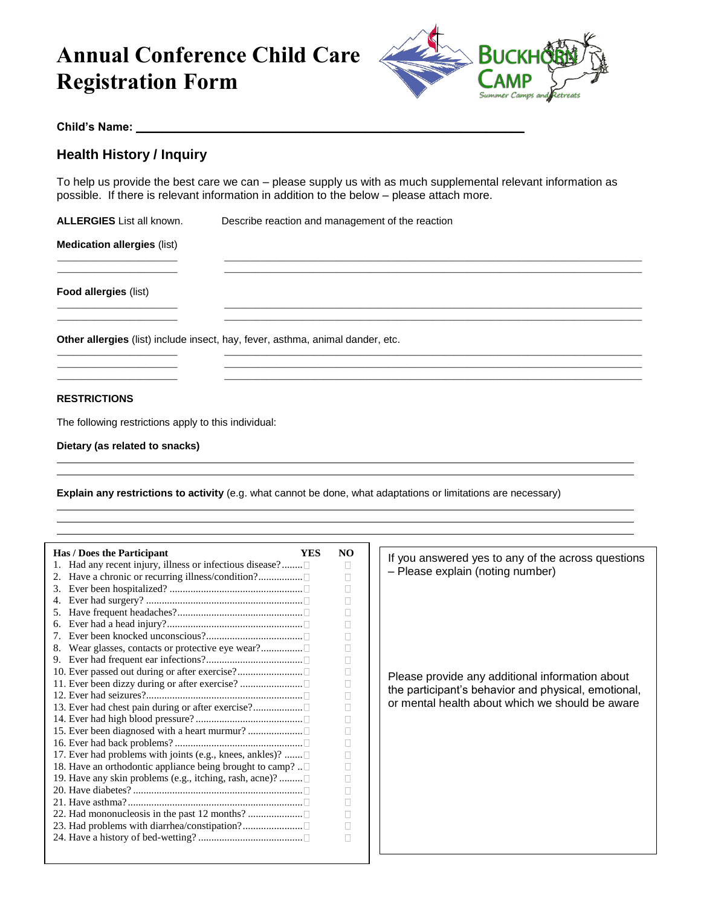# Annual Conference Child Care Registration Form

**Child's Name:** ____________________________________________________________

## Health History / Inquiry

To help us provide the best care we can – please supply us with as much supplemental relevant information as possible. If there is relevant information in addition to the below – please attach more.

**ALLERGIES** List all known. Describe reaction and management of the reaction

**Medication allergies** (list)

____________________ ____________________________________________________________

____________________ ____________________________________________________________

**Food allergies** (list)

____________________ ____________________________________________________________

____________________ ____________________________________________________________

**Other allergies** (list) include insect, hay, fever, asthma, animal dander, etc.

____________________ ____________________________________________________________

____________________ ____________________________________________________________

____________________ ____________________________________________________________

**RESTRICTIONS**

The following restrictions apply to this individual:

**Dietary (as related to snacks)**

______________________________________________________________________________

______________________________________________________________________________

**Explain any restrictions to activity** (e.g. what cannot be done, what adaptations or limitations are necessary)

______________________________________________________________________________

______________________________________________________________________________

______________________________________________________________________________

| Has / Does the Participant | YES | NO |
|---|---|---|
| 1. Had any recent injury, illness or infectious disease? | ☐ | ☐ |
| 2. Have a chronic or recurring illness/condition? | ☐ | ☐ |
| 3. Ever been hospitalized? | ☐ | ☐ |
| 4. Ever had surgery? | ☐ | ☐ |
| 5. Have frequent headaches? | ☐ | ☐ |
| 6. Ever had a head injury? | ☐ | ☐ |
| 7. Ever been knocked unconscious? | ☐ | ☐ |
| 8. Wear glasses, contacts or protective eye wear? | ☐ | ☐ |
| 9. Ever had frequent ear infections? | ☐ | ☐ |
| 10. Ever passed out during or after exercise? | ☐ | ☐ |
| 11. Ever been dizzy during or after exercise? | ☐ | ☐ |
| 12. Ever had seizures? | ☐ | ☐ |
| 13. Ever had chest pain during or after exercise? | ☐ | ☐ |
| 14. Ever had high blood pressure? | ☐ | ☐ |
| 15. Ever been diagnosed with a heart murmur? | ☐ | ☐ |
| 16. Ever had back problems? | ☐ | ☐ |
| 17. Ever had problems with joints (e.g., knees, ankles)? | ☐ | ☐ |
| 18. Have an orthodontic appliance being brought to camp? | ☐ | ☐ |
| 19. Have any skin problems (e.g., itching, rash, acne)? | ☐ | ☐ |
| 20. Have diabetes? | ☐ | ☐ |
| 21. Have asthma? | ☐ | ☐ |
| 22. Had mononucleosis in the past 12 months? | ☐ | ☐ |
| 23. Had problems with diarrhea/constipation? | ☐ | ☐ |
| 24. Have a history of bed-wetting? | ☐ | ☐ |

If you answered yes to any of the across questions – Please explain (noting number)

Please provide any additional information about the participant's behavior and physical, emotional, or mental health about which we should be aware